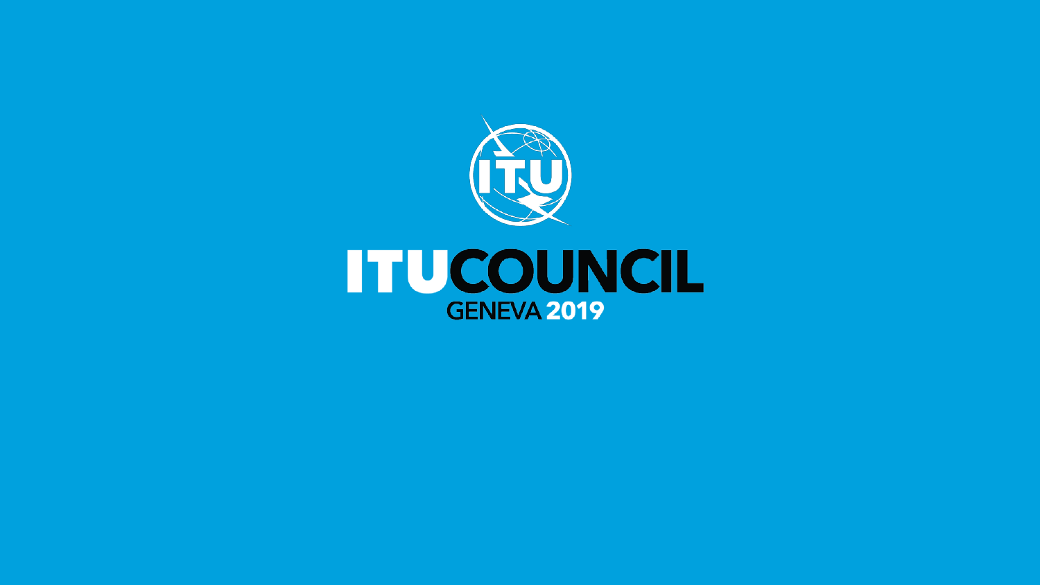# ITUCOUNCIL

GENEVA 2019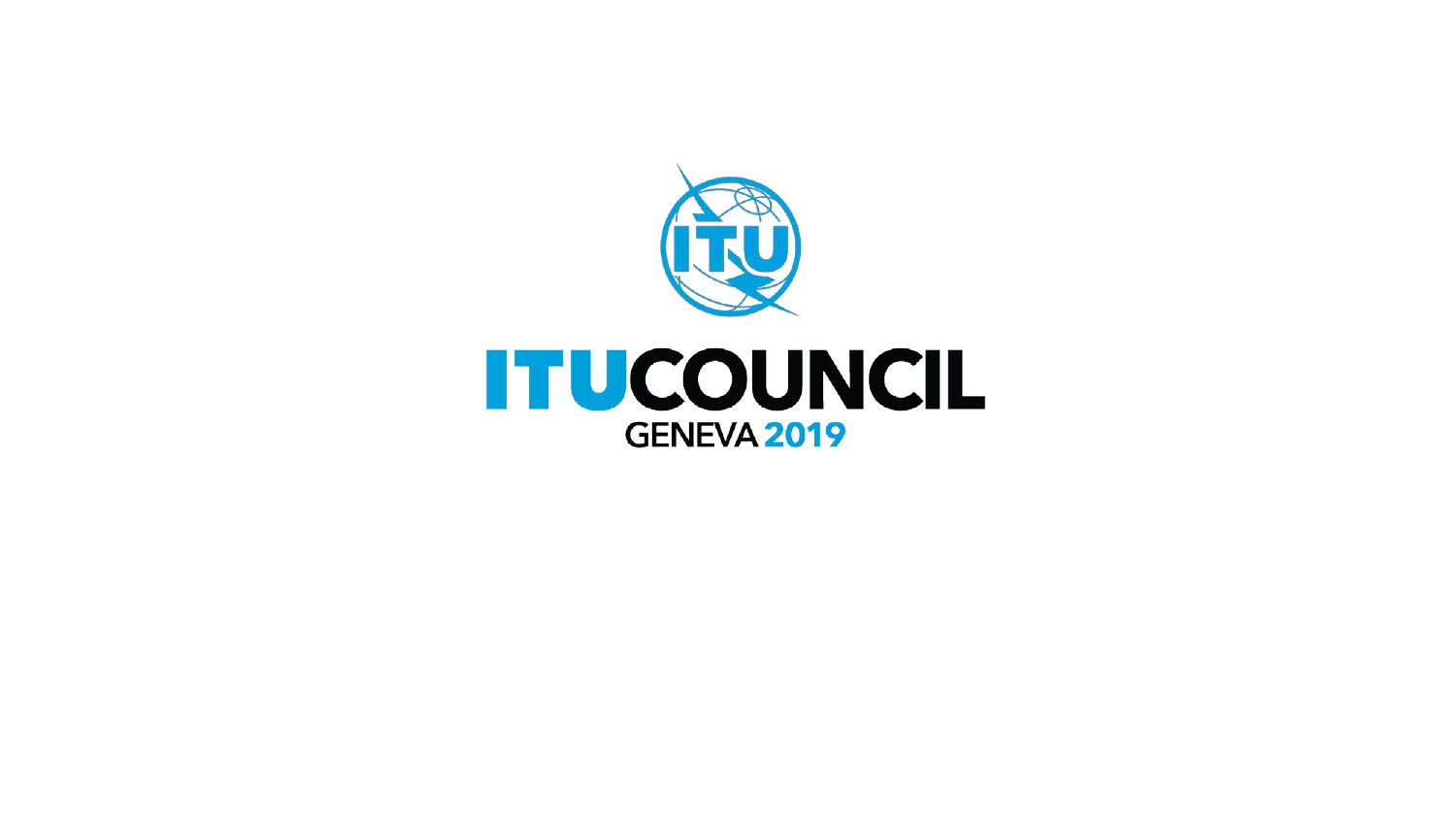ITU COUNCIL

GENEVA 2019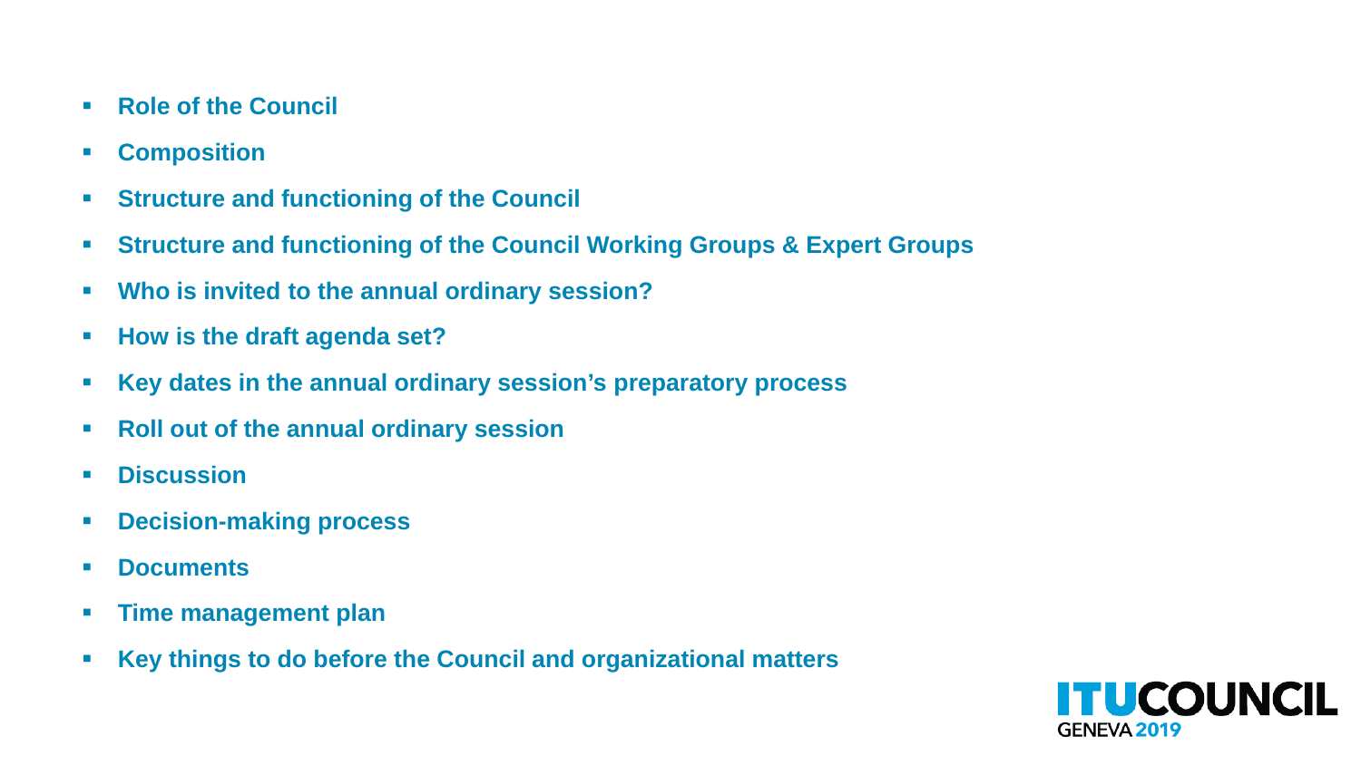- **Role of the Council**
- **Composition**
- **Structure and functioning of the Council**
- **Structure and functioning of the Council Working Groups & Expert Groups**
- **Who is invited to the annual ordinary session?**
- **How is the draft agenda set?**
- **Key dates in the annual ordinary session's preparatory process**
- **Roll out of the annual ordinary session**
- **Discussion**
- **Decision-making process**
- **Documents**
- **Time management plan**
- **Key things to do before the Council and organizational matters**

ITU COUNCIL GENEVA 2019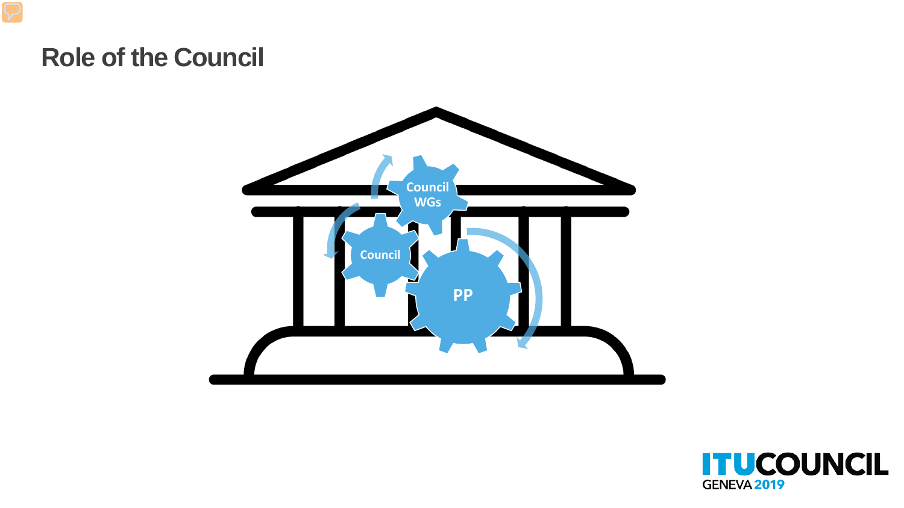# Role of the Council

Council WGs

Council

PP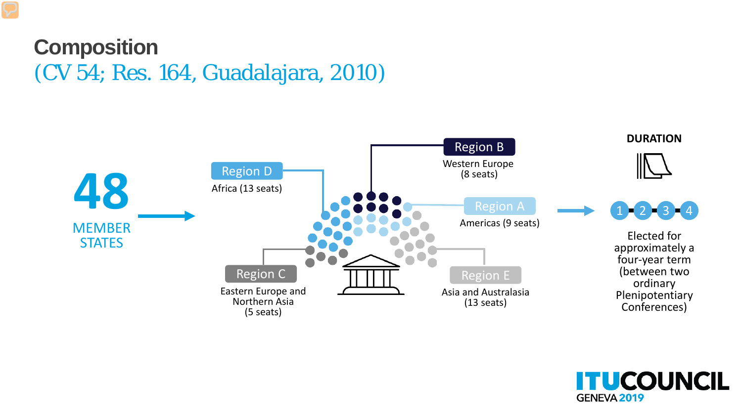# Composition
## (CV 54; Res. 164, Guadalajara, 2010)

**48** MEMBER STATES

**Region D**
Africa (13 seats)

**Region B**
Western Europe
(8 seats)

**Region A**
Americas (9 seats)

**Region C**
Eastern Europe and
Northern Asia
(5 seats)

**Region E**
Asia and Australasia
(13 seats)

**DURATION**

1 2 3 4

Elected for approximately a four-year term (between two ordinary Plenipotentiary Conferences)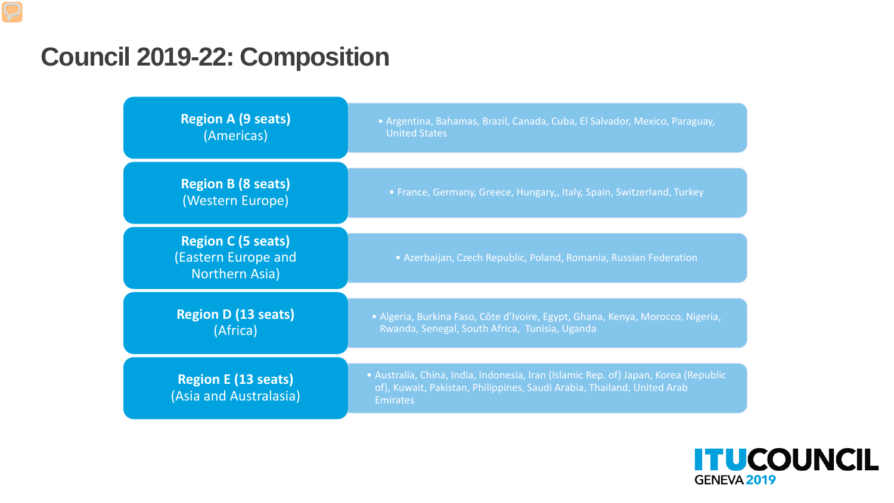# Council 2019-22: Composition

| Region | Members |
| --- | --- |
| **Region A (9 seats)** (Americas) | • Argentina, Bahamas, Brazil, Canada, Cuba, El Salvador, Mexico, Paraguay, United States |
| **Region B (8 seats)** (Western Europe) | • France, Germany, Greece, Hungary,, Italy, Spain, Switzerland, Turkey |
| **Region C (5 seats)** (Eastern Europe and Northern Asia) | • Azerbaijan, Czech Republic, Poland, Romania, Russian Federation |
| **Region D (13 seats)** (Africa) | • Algeria, Burkina Faso, Côte d'Ivoire, Egypt, Ghana, Kenya, Morocco, Nigeria, Rwanda, Senegal, South Africa, Tunisia, Uganda |
| **Region E (13 seats)** (Asia and Australasia) | • Australia, China, India, Indonesia, Iran (Islamic Rep. of) Japan, Korea (Republic of), Kuwait, Pakistan, Philippines, Saudi Arabia, Thailand, United Arab Emirates |

ITUCOUNCIL GENEVA 2019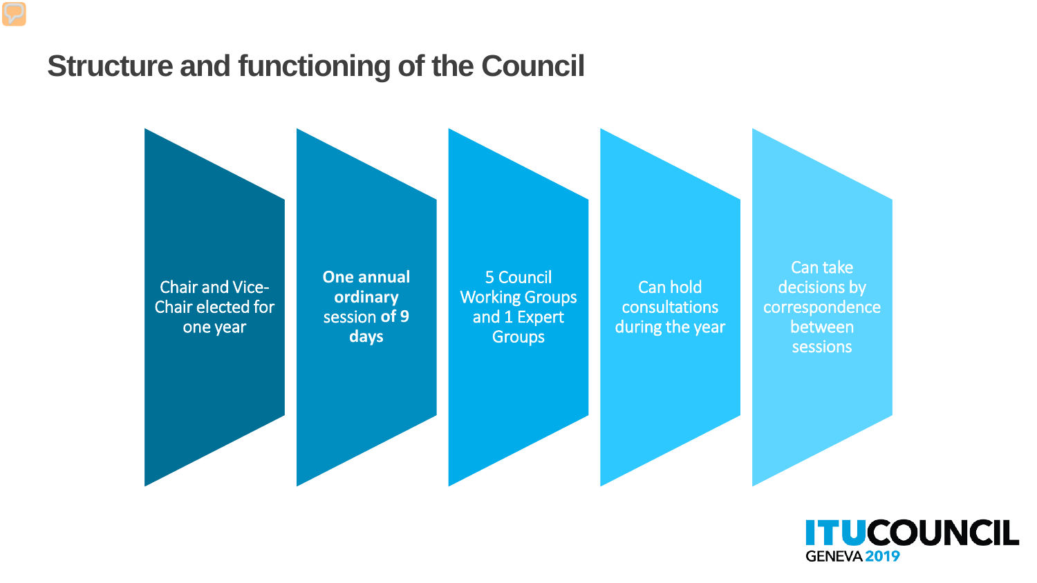# Structure and functioning of the Council

- Chair and Vice-Chair elected for one year
- **One annual ordinary** session of **9 days**
- 5 Council Working Groups and 1 Expert Groups
- Can hold consultations during the year
- Can take decisions by correspondence between sessions

ITUCOUNCIL GENEVA 2019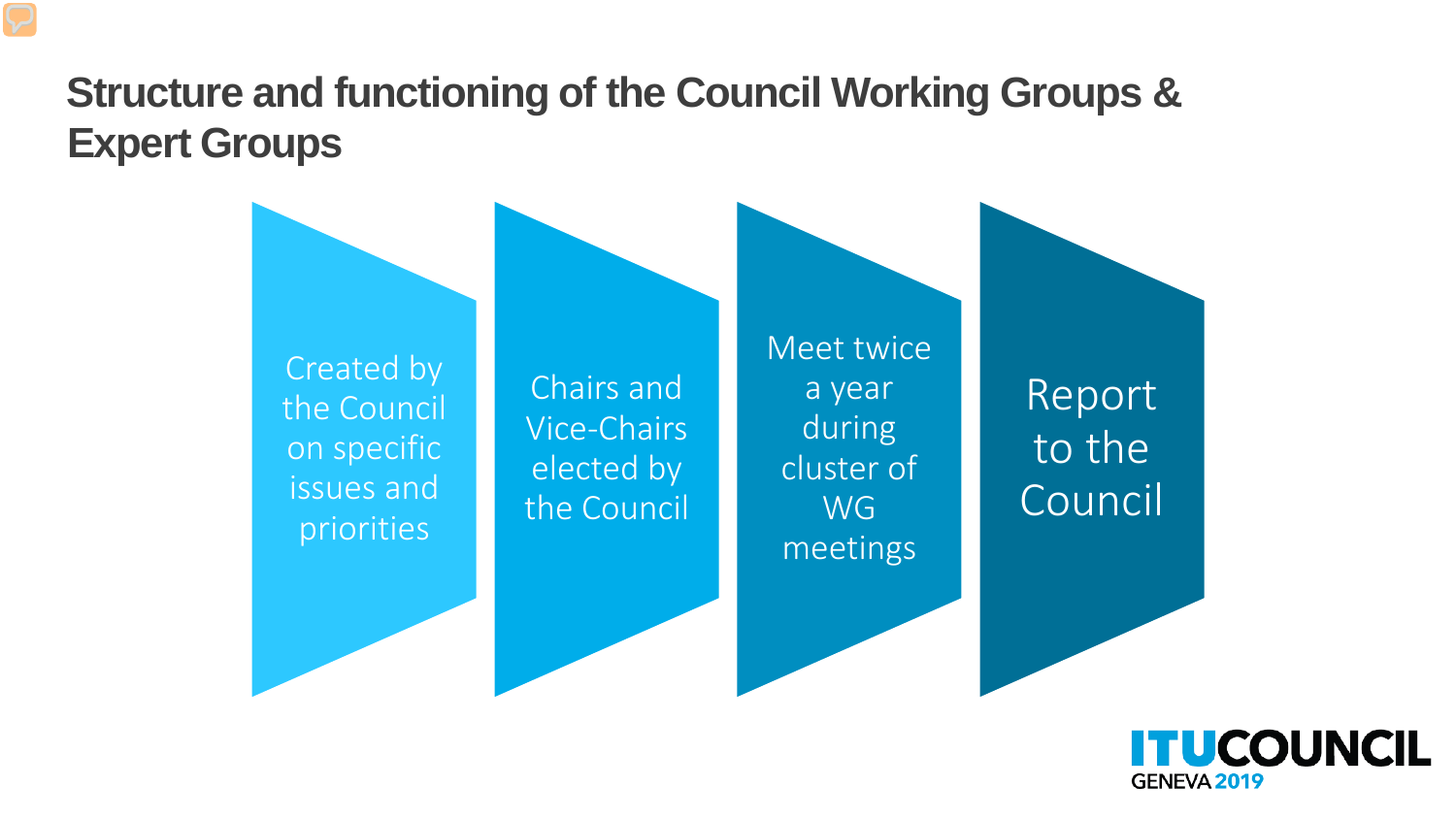# Structure and functioning of the Council Working Groups & Expert Groups

- Created by the Council on specific issues and priorities
- Chairs and Vice-Chairs elected by the Council
- Meet twice a year during cluster of WG meetings
- Report to the Council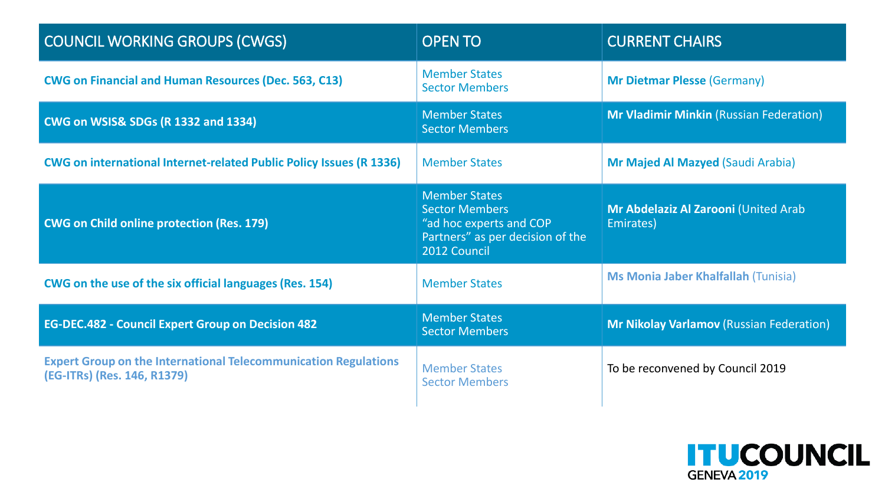| COUNCIL WORKING GROUPS (CWGS) | OPEN TO | CURRENT CHAIRS |
| --- | --- | --- |
| **CWG on Financial and Human Resources (Dec. 563, C13)** | Member States<br>Sector Members | **Mr Dietmar Plesse** (Germany) |
| **CWG on WSIS& SDGs (R 1332 and 1334)** | Member States<br>Sector Members | **Mr Vladimir Minkin** (Russian Federation) |
| **CWG on international Internet-related Public Policy Issues (R 1336)** | Member States | **Mr Majed Al Mazyed** (Saudi Arabia) |
| **CWG on Child online protection (Res. 179)** | Member States<br>Sector Members<br>"ad hoc experts and COP Partners" as per decision of the 2012 Council | **Mr Abdelaziz Al Zarooni** (United Arab Emirates) |
| **CWG on the use of the six official languages (Res. 154)** | Member States | **Ms Monia Jaber Khalfallah** (Tunisia) |
| **EG-DEC.482 - Council Expert Group on Decision 482** | Member States<br>Sector Members | **Mr Nikolay Varlamov** (Russian Federation) |
| **Expert Group on the International Telecommunication Regulations (EG-ITRs) (Res. 146, R1379)** | Member States<br>Sector Members | To be reconvened by Council 2019 |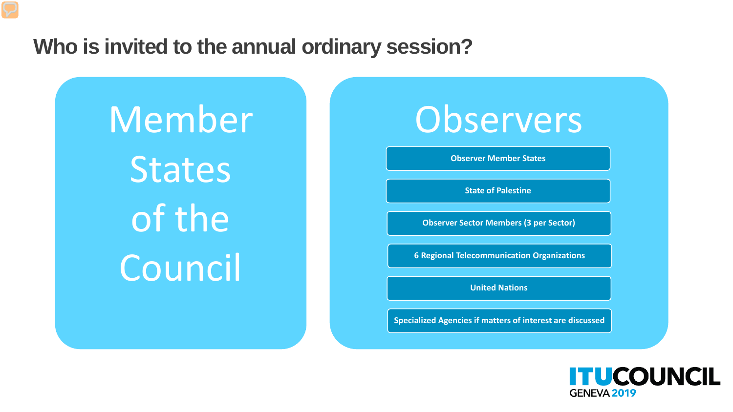# Who is invited to the annual ordinary session?

## Member States of the Council

## Observers

- Observer Member States
- State of Palestine
- Observer Sector Members (3 per Sector)
- 6 Regional Telecommunication Organizations
- United Nations
- Specialized Agencies if matters of interest are discussed

ITU COUNCIL GENEVA 2019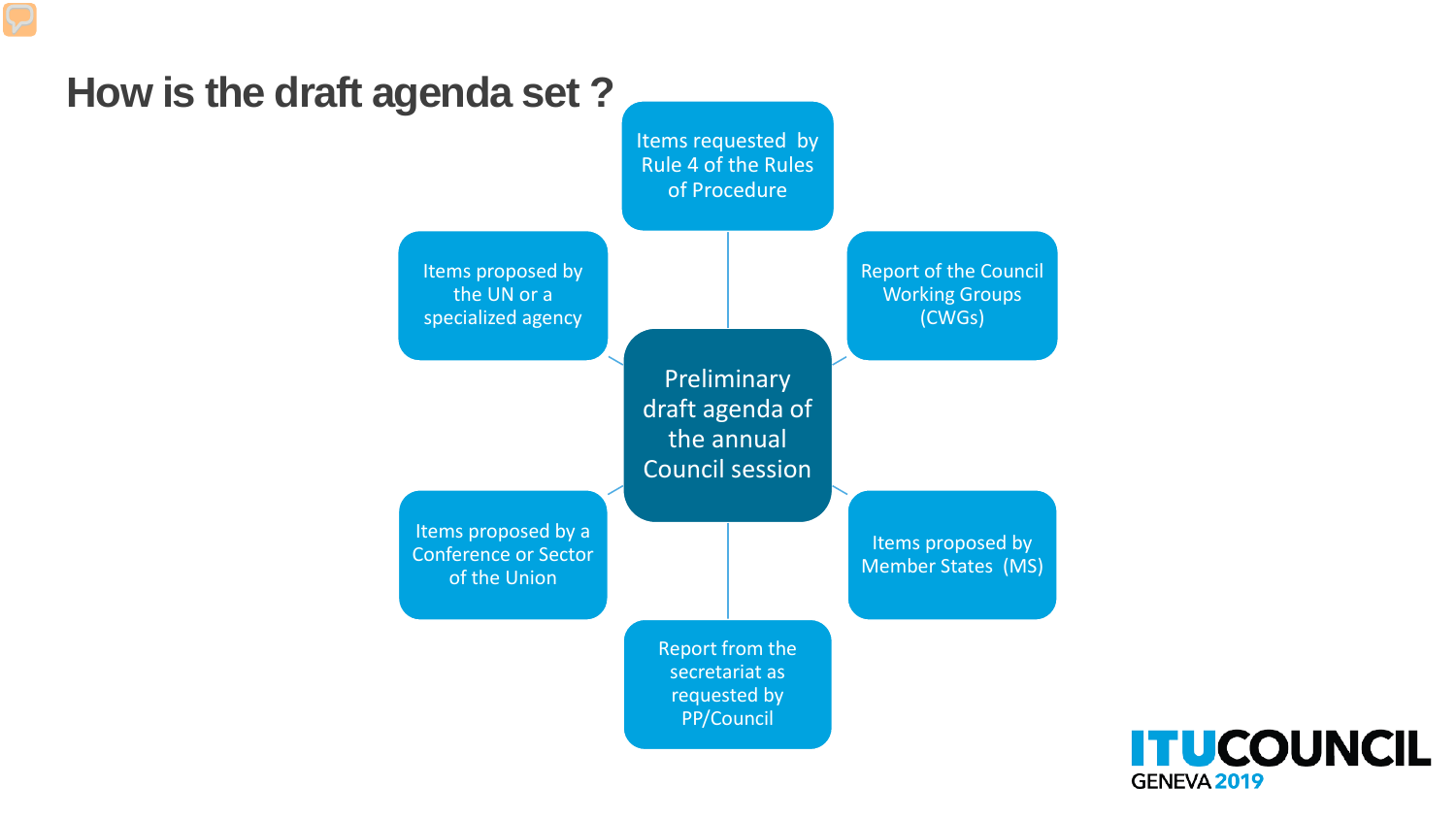# How is the draft agenda set ?

**Preliminary draft agenda of the annual Council session**

- Items requested by Rule 4 of the Rules of Procedure
- Report of the Council Working Groups (CWGs)
- Items proposed by Member States (MS)
- Report from the secretariat as requested by PP/Council
- Items proposed by a Conference or Sector of the Union
- Items proposed by the UN or a specialized agency

ITU COUNCIL GENEVA 2019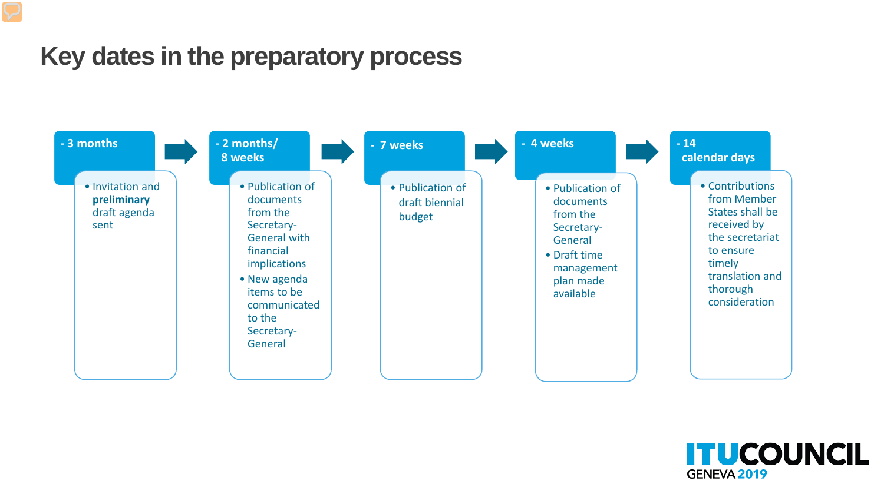# Key dates in the preparatory process

**- 3 months**

- Invitation and **preliminary** draft agenda sent

**- 2 months/ 8 weeks**

- Publication of documents from the Secretary-General with financial implications
- New agenda items to be communicated to the Secretary-General

**- 7 weeks**

- Publication of draft biennial budget

**- 4 weeks**

- Publication of documents from the Secretary-General
- Draft time management plan made available

**- 14 calendar days**

- Contributions from Member States shall be received by the secretariat to ensure timely translation and thorough consideration

ITUCOUNCIL GENEVA 2019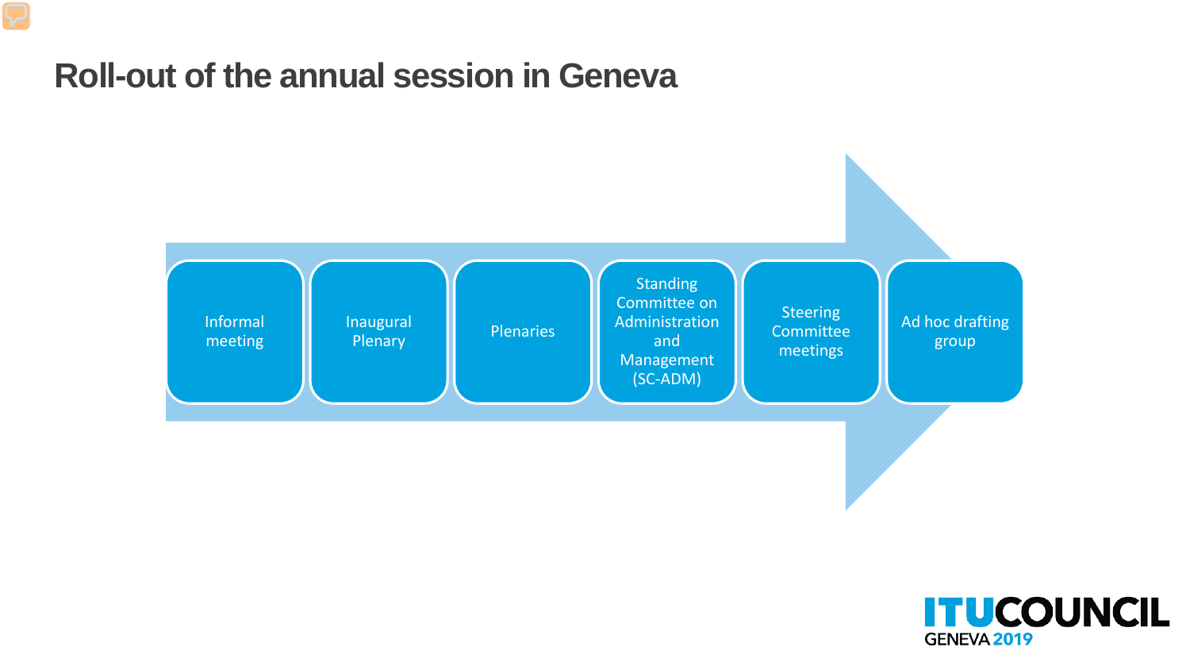# Roll-out of the annual session in Geneva

- Informal meeting
- Inaugural Plenary
- Plenaries
- Standing Committee on Administration and Management (SC-ADM)
- Steering Committee meetings
- Ad hoc drafting group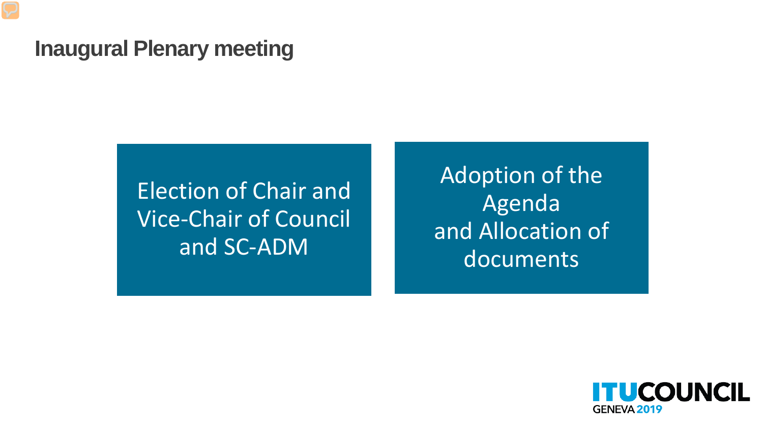# Inaugural Plenary meeting

Election of Chair and Vice-Chair of Council and SC-ADM

Adoption of the Agenda and Allocation of documents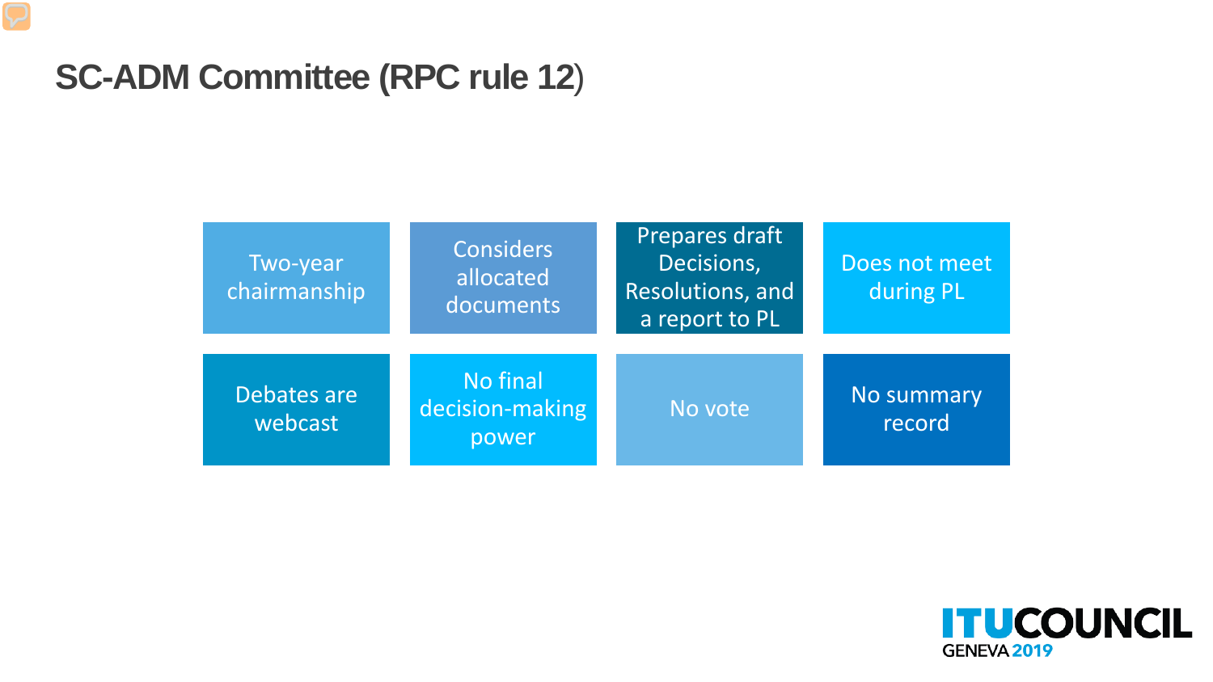# SC-ADM Committee (RPC rule 12)

- Two-year chairmanship
- Considers allocated documents
- Prepares draft Decisions, Resolutions, and a report to PL
- Does not meet during PL
- Debates are webcast
- No final decision-making power
- No vote
- No summary record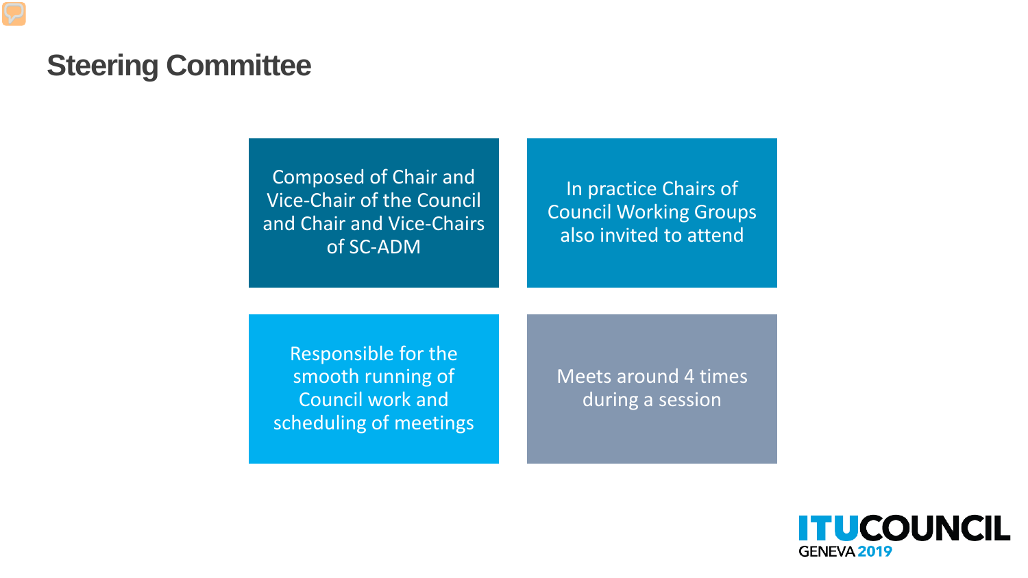# Steering Committee

- Composed of Chair and Vice-Chair of the Council and Chair and Vice-Chairs of SC-ADM
- In practice Chairs of Council Working Groups also invited to attend
- Responsible for the smooth running of Council work and scheduling of meetings
- Meets around 4 times during a session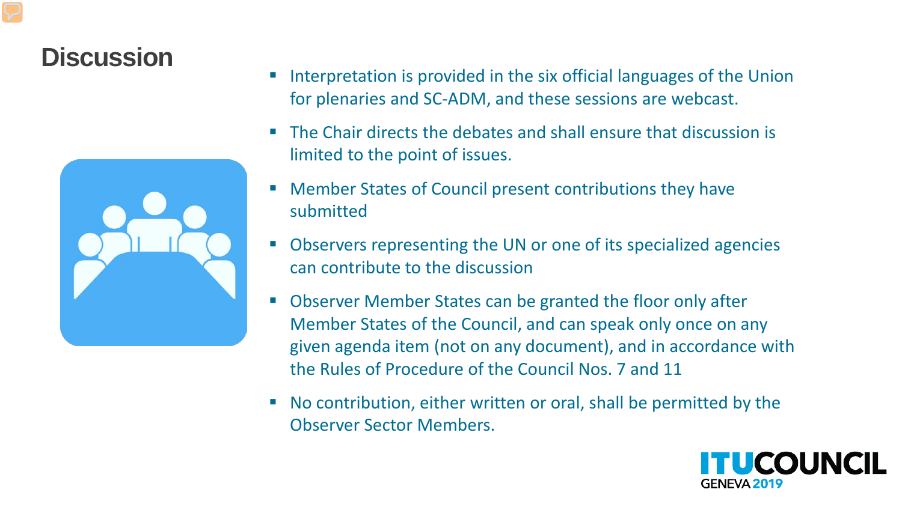# Discussion

- Interpretation is provided in the six official languages of the Union for plenaries and SC-ADM, and these sessions are webcast.
- The Chair directs the debates and shall ensure that discussion is limited to the point of issues.
- Member States of Council present contributions they have submitted
- Observers representing the UN or one of its specialized agencies can contribute to the discussion
- Observer Member States can be granted the floor only after Member States of the Council, and can speak only once on any given agenda item (not on any document), and in accordance with the Rules of Procedure of the Council Nos. 7 and 11
- No contribution, either written or oral, shall be permitted by the Observer Sector Members.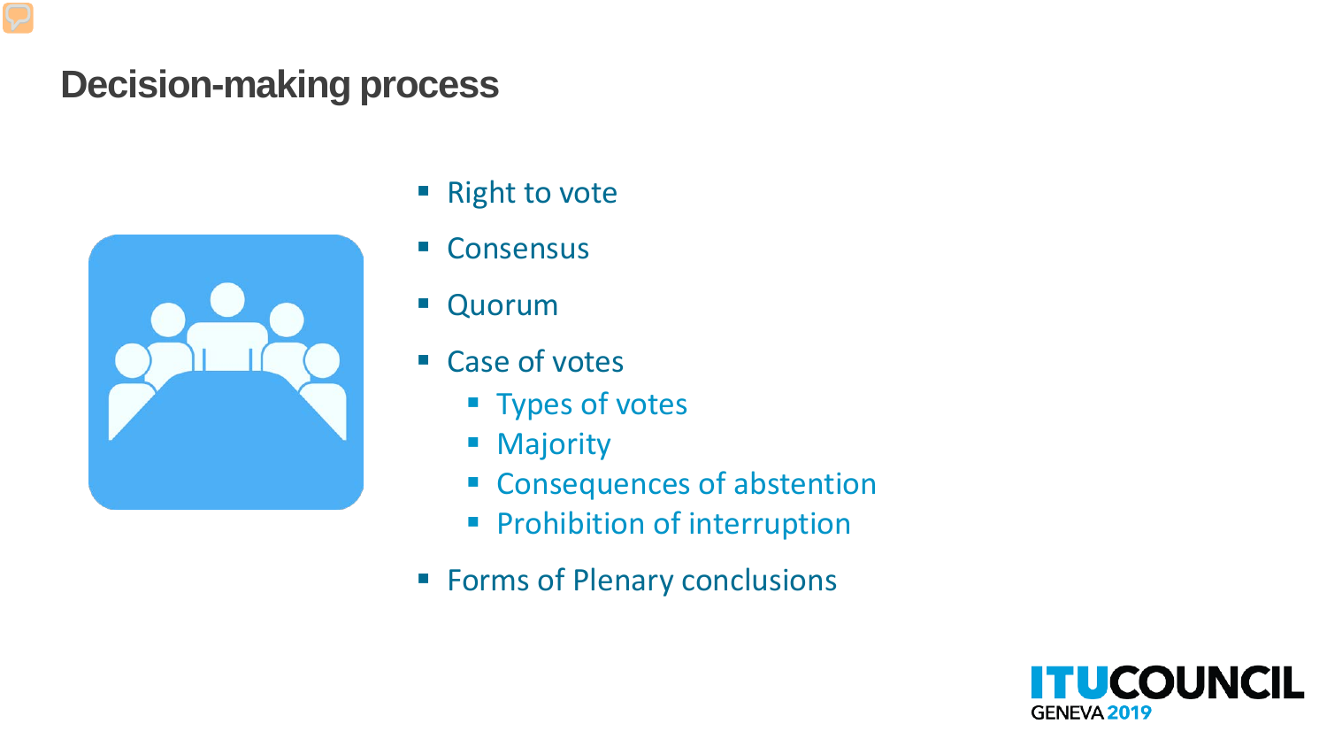## Decision-making process

- Right to vote
- Consensus
- Quorum
- Case of votes
  - Types of votes
  - Majority
  - Consequences of abstention
  - Prohibition of interruption
- Forms of Plenary conclusions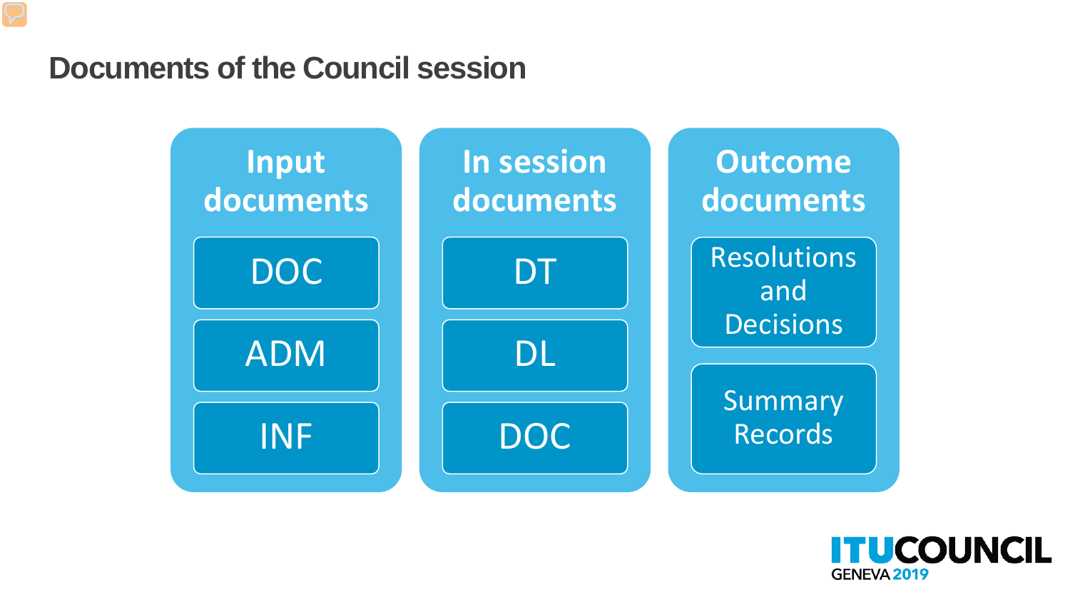# Documents of the Council session

### Input documents

- DOC
- ADM
- INF

### In session documents

- DT
- DL
- DOC

### Outcome documents

- Resolutions and Decisions
- Summary Records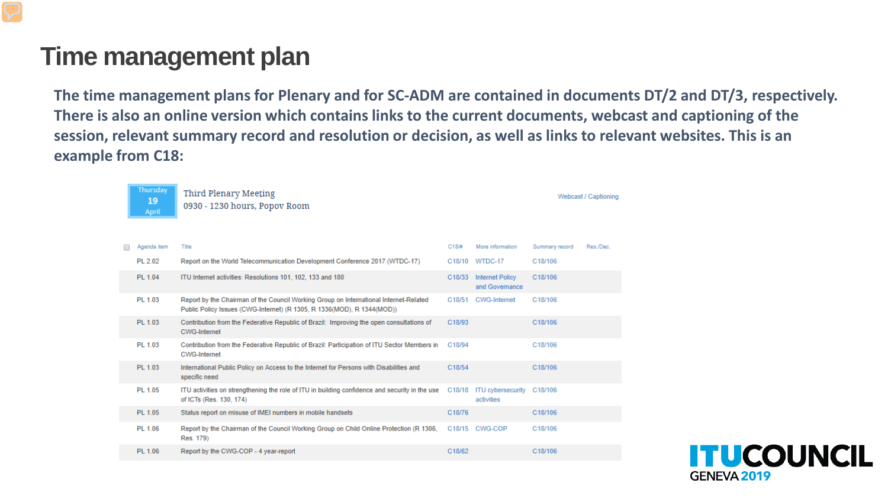# Time management plan

**The time management plans for Plenary and for SC-ADM are contained in documents DT/2 and DT/3, respectively. There is also an online version which contains links to the current documents, webcast and captioning of the session, relevant summary record and resolution or decision, as well as links to relevant websites. This is an example from C18:**

Thursday 19 April

Third Plenary Meeting
0930 - 1230 hours, Popov Room

Webcast / Captioning

| Agenda item | Title | C18/# | More information | Summary record | Res./Dec. |
|---|---|---|---|---|---|
| PL 2.02 | Report on the World Telecommunication Development Conference 2017 (WTDC-17) | C18/10 | WTDC-17 | C18/106 | |
| PL 1.04 | ITU Internet activities: Resolutions 101, 102, 133 and 180 | C18/33 | Internet Policy and Governance | C18/106 | |
| PL 1.03 | Report by the Chairman of the Council Working Group on International Internet-Related Public Policy Issues (CWG-Internet) (R 1305, R 1336(MOD), R 1344(MOD)) | C18/51 | CWG-Internet | C18/106 | |
| PL 1.03 | Contribution from the Federative Republic of Brazil: Improving the open consultations of CWG-Internet | C18/93 | | C18/106 | |
| PL 1.03 | Contribution from the Federative Republic of Brazil: Participation of ITU Sector Members in CWG-Internet | C18/94 | | C18/106 | |
| PL 1.03 | International Public Policy on Access to the Internet for Persons with Disabilities and specific need | C18/54 | | C18/106 | |
| PL 1.05 | ITU activities on strengthening the role of ITU in building confidence and security in the use of ICTs (Res. 130, 174) | C18/18 | ITU cybersecurity activities | C18/106 | |
| PL 1.05 | Status report on misuse of IMEI numbers in mobile handsets | C18/76 | | C18/106 | |
| PL 1.06 | Report by the Chairman of the Council Working Group on Child Online Protection (R 1306, Res. 179) | C18/15 | CWG-COP | C18/106 | |
| PL 1.06 | Report by the CWG-COP - 4 year-report | C18/62 | | C18/106 | |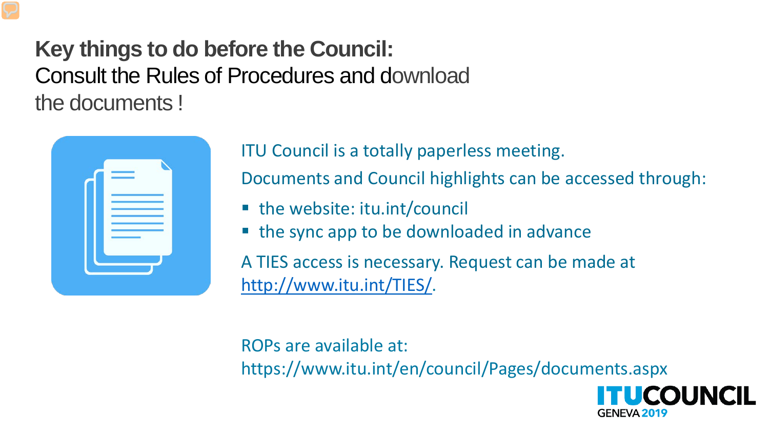## Key things to do before the Council:

Consult the Rules of Procedures and download the documents !

ITU Council is a totally paperless meeting.

Documents and Council highlights can be accessed through:

- the website: itu.int/council
- the sync app to be downloaded in advance

A TIES access is necessary. Request can be made at http://www.itu.int/TIES/.

ROPs are available at: https://www.itu.int/en/council/Pages/documents.aspx

ITUCOUNCIL GENEVA 2019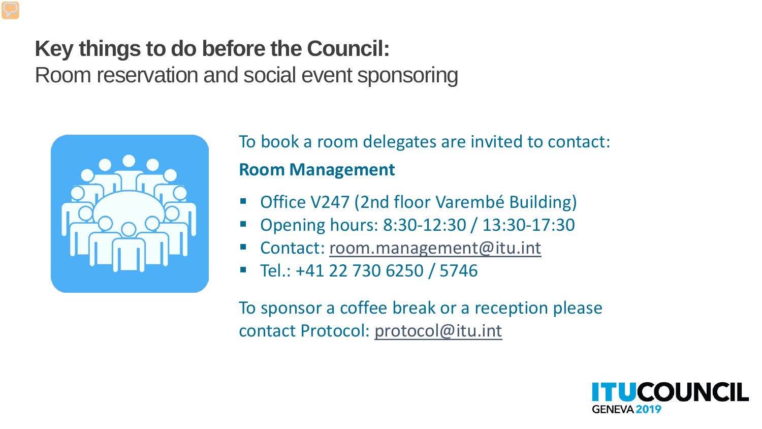## Key things to do before the Council:

Room reservation and social event sponsoring

To book a room delegates are invited to contact:

**Room Management**

- Office V247 (2nd floor Varembé Building)
- Opening hours: 8:30-12:30 / 13:30-17:30
- Contact: room.management@itu.int
- Tel.: +41 22 730 6250 / 5746

To sponsor a coffee break or a reception please contact Protocol: protocol@itu.int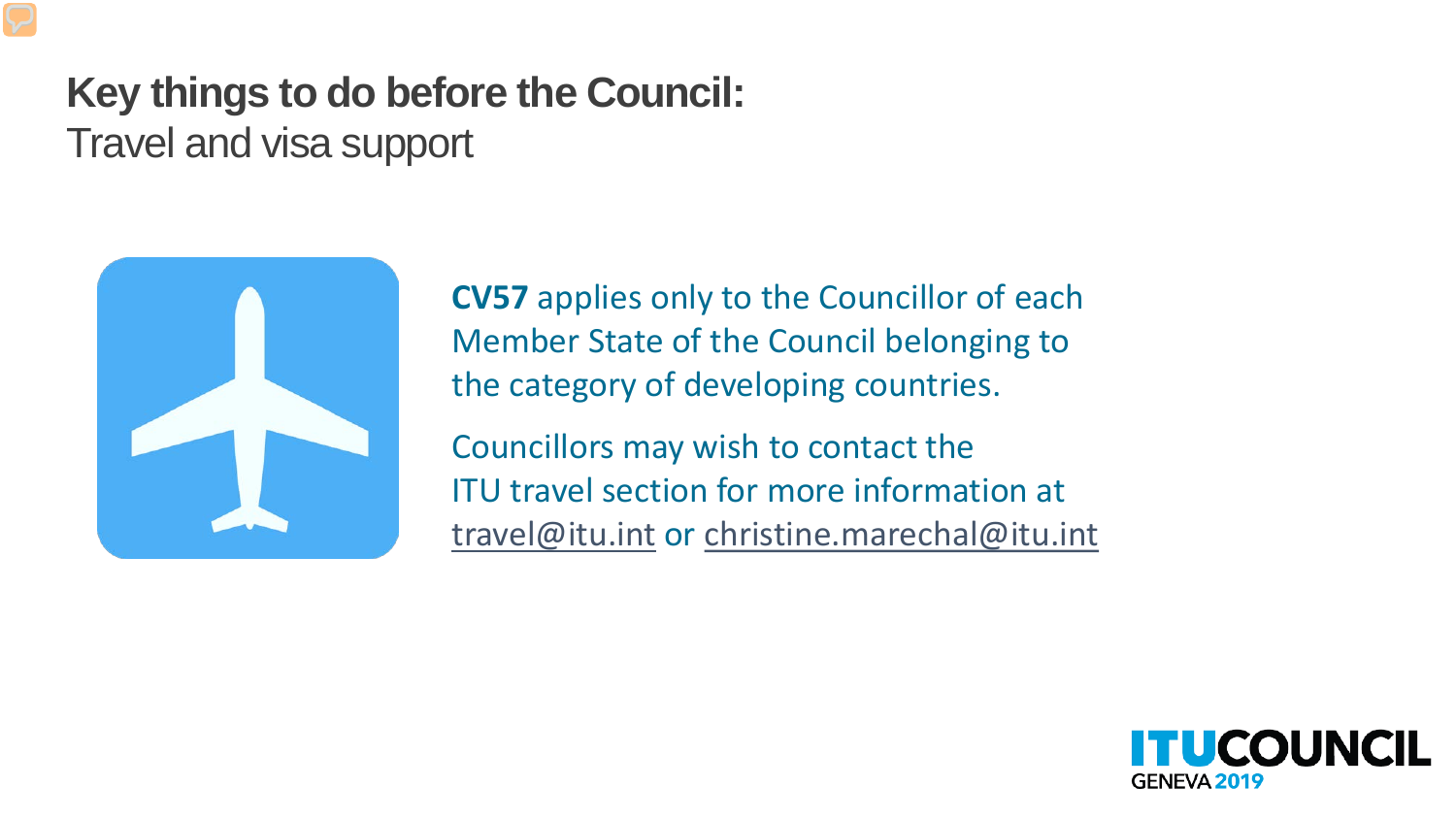# Key things to do before the Council:

## Travel and visa support

**CV57** applies only to the Councillor of each Member State of the Council belonging to the category of developing countries.

Councillors may wish to contact the ITU travel section for more information at travel@itu.int or christine.marechal@itu.int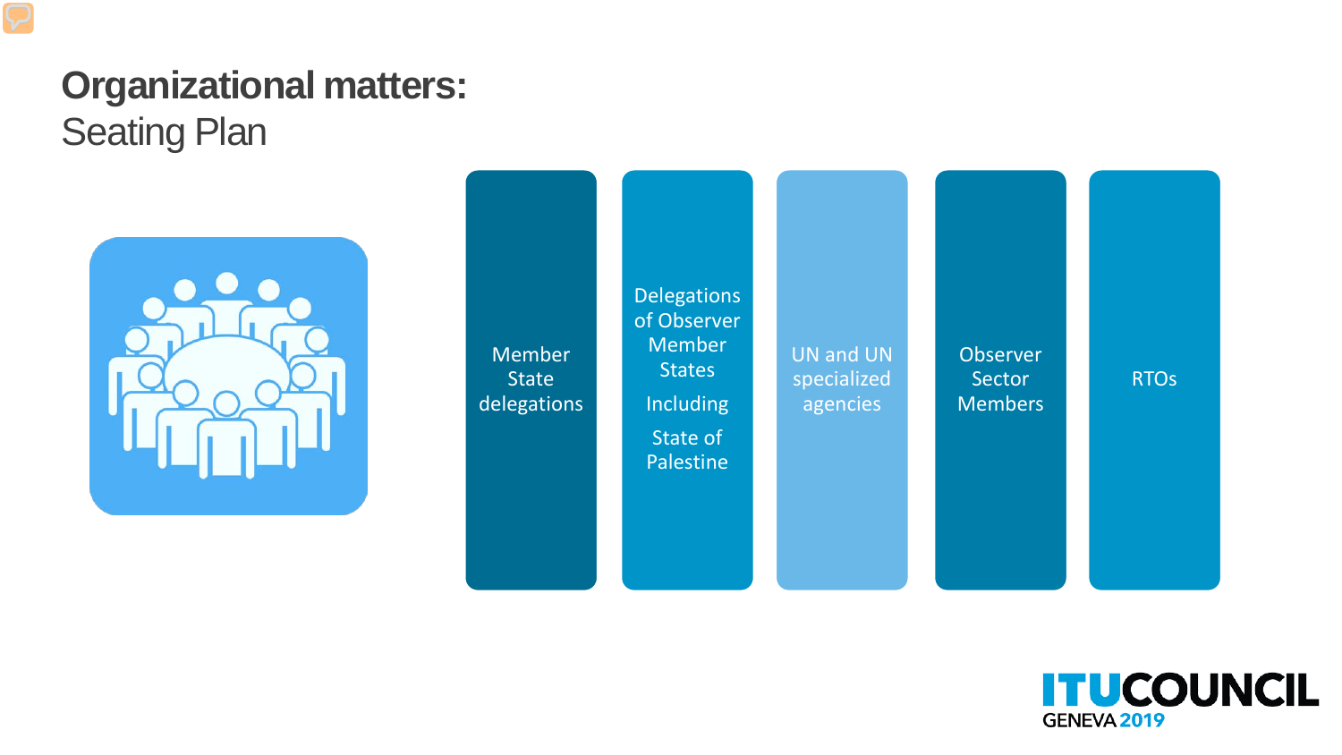# Organizational matters:

## Seating Plan

- Member State delegations
- Delegations of Observer Member States Including State of Palestine
- UN and UN specialized agencies
- Observer Sector Members
- RTOs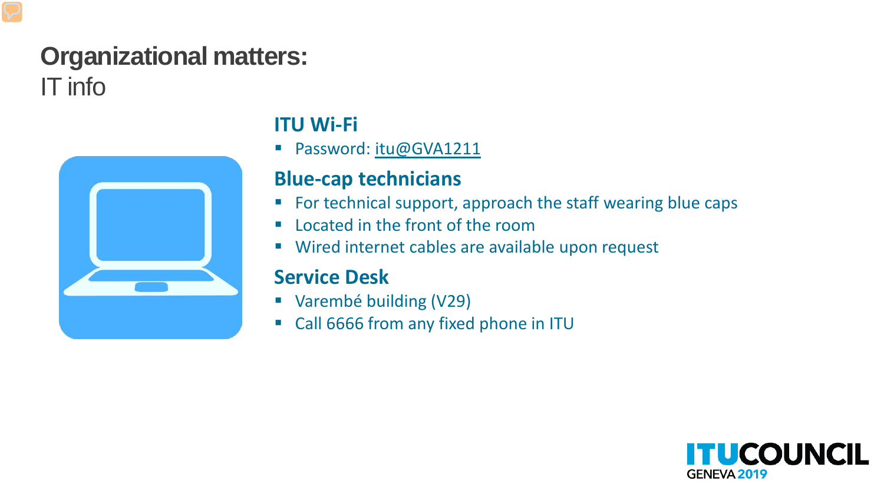# Organizational matters:

IT info

### ITU Wi-Fi

- Password: itu@GVA1211

### Blue-cap technicians

- For technical support, approach the staff wearing blue caps
- Located in the front of the room
- Wired internet cables are available upon request

### Service Desk

- Varembé building (V29)
- Call 6666 from any fixed phone in ITU

ITUCOUNCIL GENEVA 2019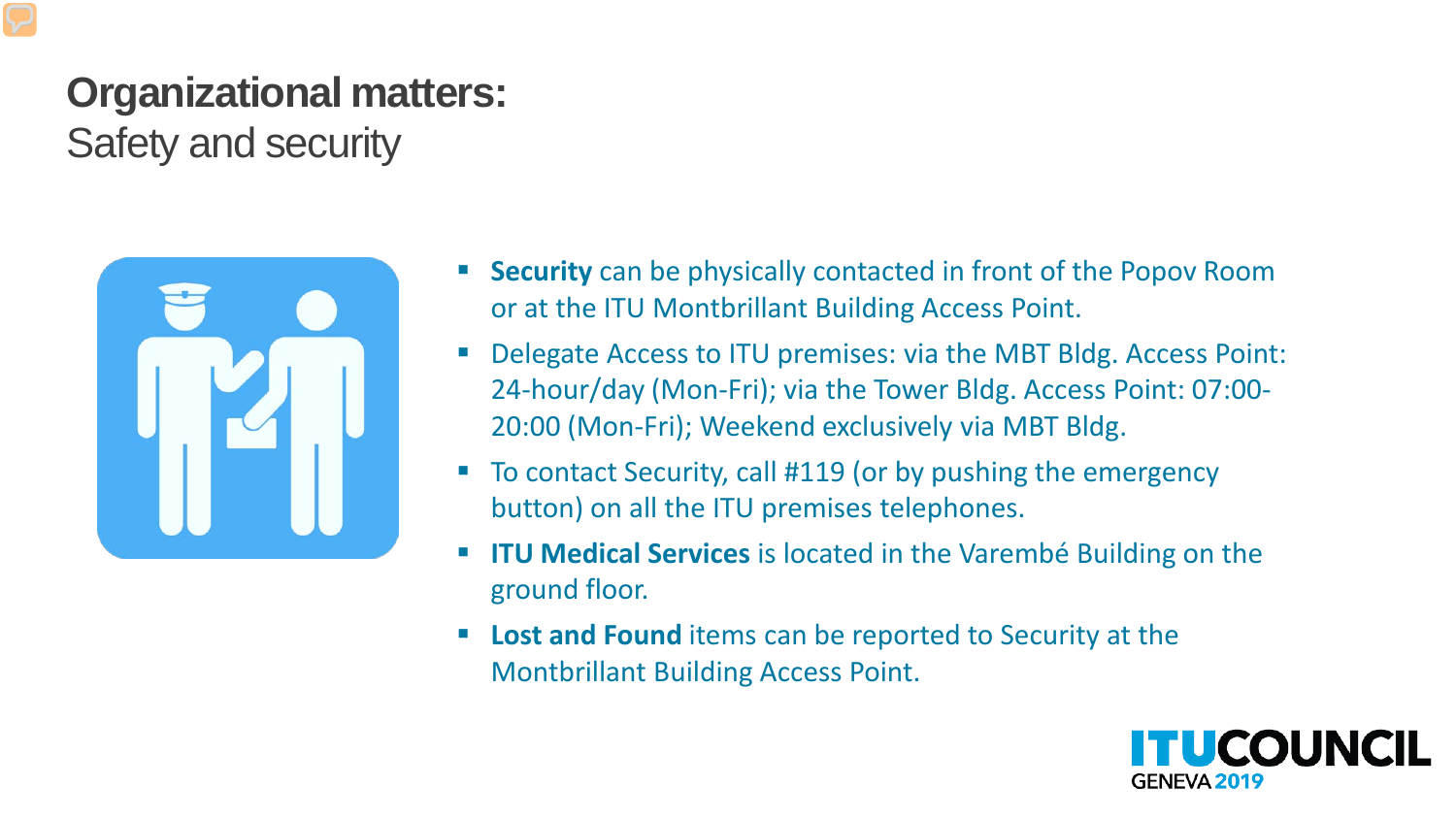# Organizational matters:

## Safety and security

- **Security** can be physically contacted in front of the Popov Room or at the ITU Montbrillant Building Access Point.
- Delegate Access to ITU premises: via the MBT Bldg. Access Point: 24-hour/day (Mon-Fri); via the Tower Bldg. Access Point: 07:00-20:00 (Mon-Fri); Weekend exclusively via MBT Bldg.
- To contact Security, call #119 (or by pushing the emergency button) on all the ITU premises telephones.
- **ITU Medical Services** is located in the Varembé Building on the ground floor.
- **Lost and Found** items can be reported to Security at the Montbrillant Building Access Point.

ITU COUNCIL GENEVA 2019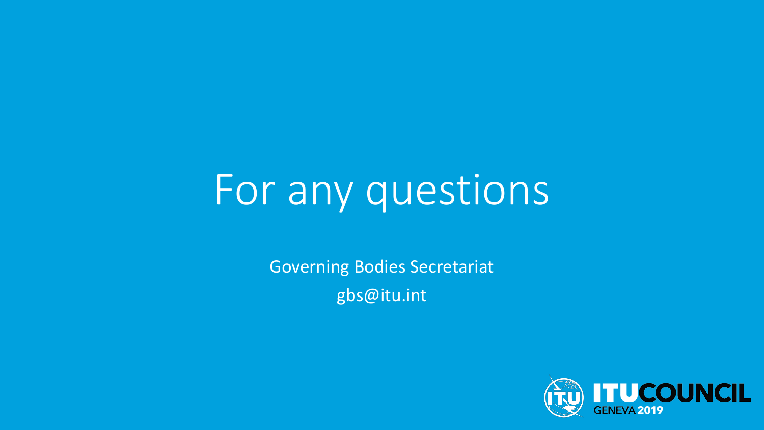# For any questions

Governing Bodies Secretariat

gbs@itu.int

ITUCOUNCIL GENEVA 2019